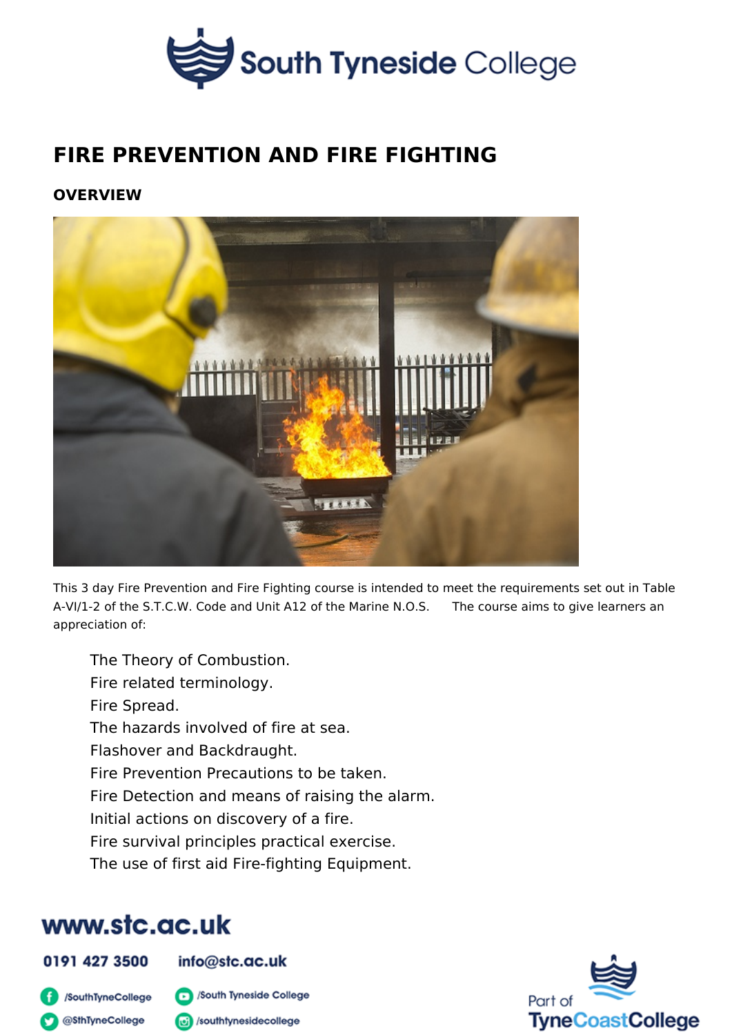# FIRE PREVENTION AND FIRE FIGHTING

## OVERVIEW

This 3 day Fire Prevention and Fire Fighting course is intended to meet the requirements set out in Table A-VI/1-2 of the S.T.C.W. Code and Unit A12 of the Marine N.O.S. The course aims to give learners an appreciation of:

- The Theory of Combustion.
- Fire related terminology.
- Fire Spread.
- The hazards involved of fire at sea.
- Flashover and Backdraught.
- Fire Prevention Precautions to be taken.
- Fire Detection and means of raising the alarm.
- Initial actions on discovery of a fire.
- Fire survival principles practical exercise.
- The use of first aid Fire-fighting Equipment.

www.stc.ac.uk

0191 427 3500 info@stc.ac.uk

/SouthTyneCollege /South Tyneside College

@SthTyneCollege /southtynesidecollege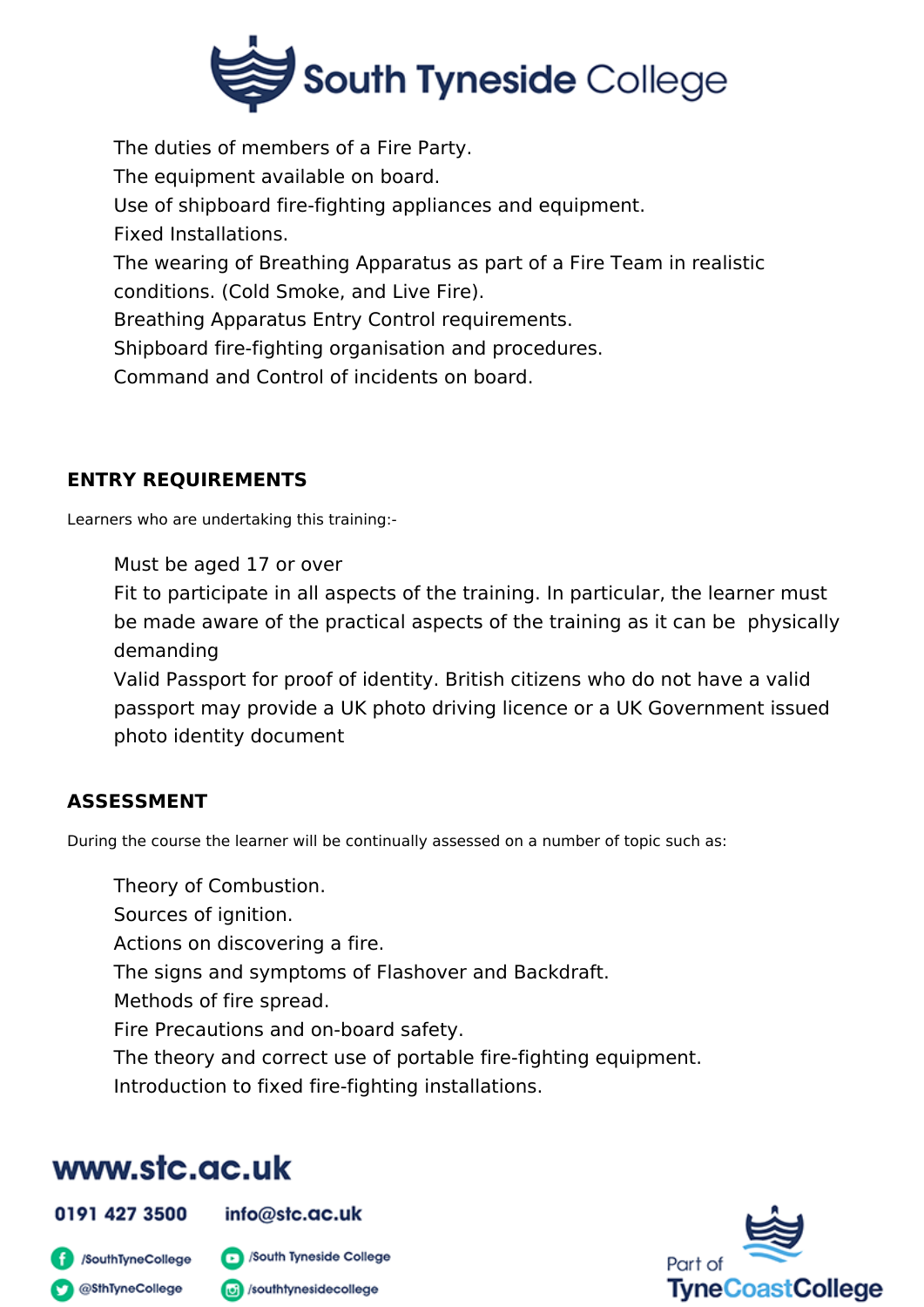- The duties of members of a Fire Party.
- The equipment available on board.
- Use of shipboard fire-fighting appliances and equipment.
- Fixed Installations.
- The wearing of Breathing Apparatus as part of a Fire Team in realistic conditions. (Cold Smoke, and Live Fire).
- Breathing Apparatus Entry Control requirements.
- Shipboard fire-fighting organisation and procedures.
- Command and Control of incidents on board.

## ENTRY REQUIREMENTS

Learners who are undertaking this training:-

- Must be aged 17 or over
- Fit to participate in all aspects of the training. In particular, the learner must be made aware of the practical aspects of the training as it can be physically demanding
- Valid Passport for proof of identity. British citizens who do not have a valid passport may provide a UK photo driving licence or a UK Government issued photo identity document

## ASSESSMENT

During the course the learner will be continually assessed on a number of topic such as:

- Theory of Combustion.
- Sources of ignition.
- Actions on discovering a fire.
- The signs and symptoms of Flashover and Backdraft.
- Methods of fire spread.
- Fire Precautions and on-board safety.
- The theory and correct use of portable fire-fighting equipment.
- Introduction to fixed fire-fighting installations.

www.stc.ac.uk

0191 427 3500 info@stc.ac.uk

/SouthTyneCollege /South Tyneside College
@SthTyneCollege /southtynesidecollege

Part of TyneCoastCollege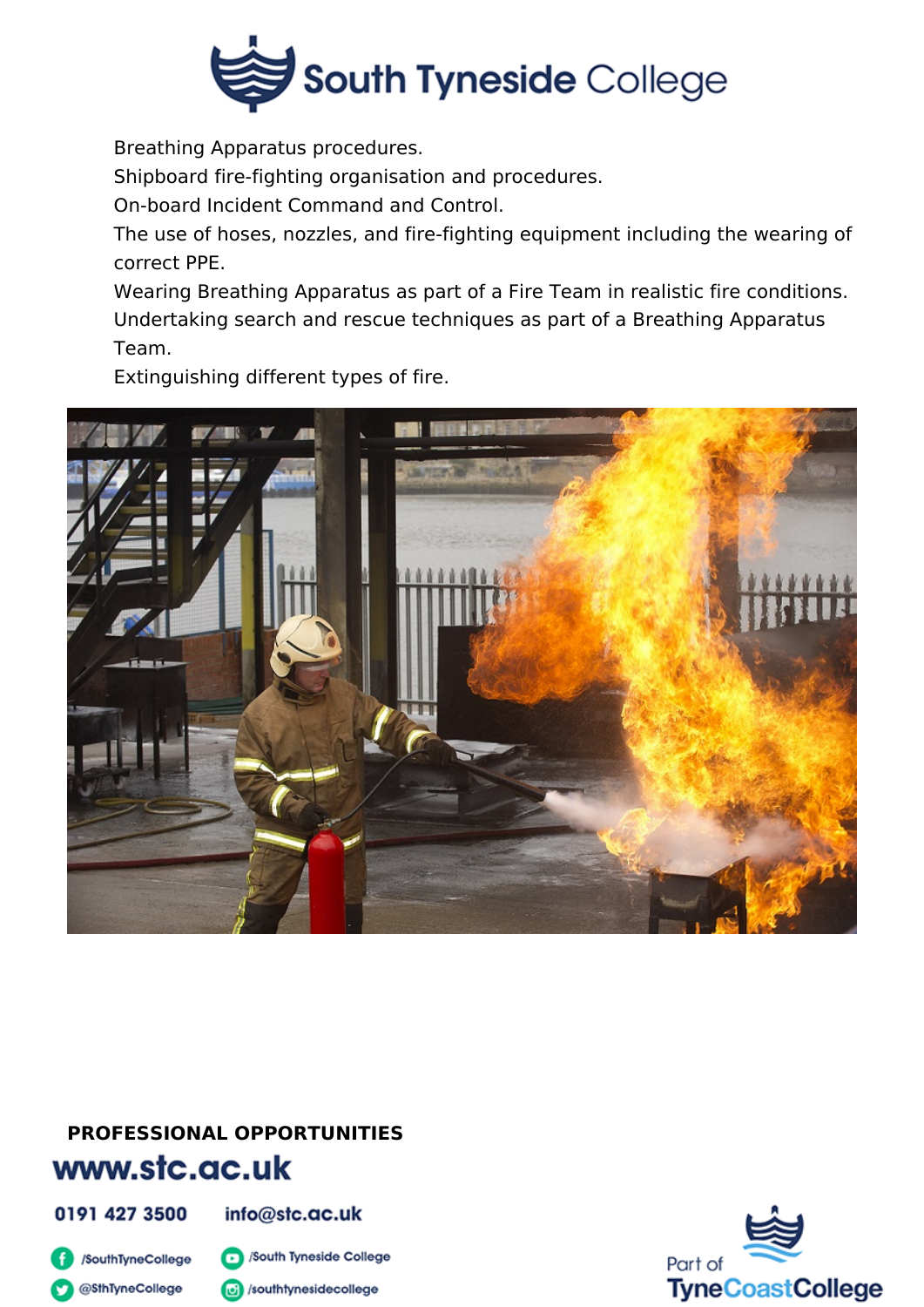- Breathing Apparatus procedures.
- Shipboard fire-fighting organisation and procedures.
- On-board Incident Command and Control.
- The use of hoses, nozzles, and fire-fighting equipment including the wearing of correct PPE.
- Wearing Breathing Apparatus as part of a Fire Team in realistic fire conditions.
- Undertaking search and rescue techniques as part of a Breathing Apparatus Team.
- Extinguishing different types of fire.

**PROFESSIONAL OPPORTUNITIES**

www.stc.ac.uk

0191 427 3500 info@stc.ac.uk

/SouthTyneCollege /South Tyneside College

@SthTyneCollege /southtynesidecollege

Part of TyneCoastCollege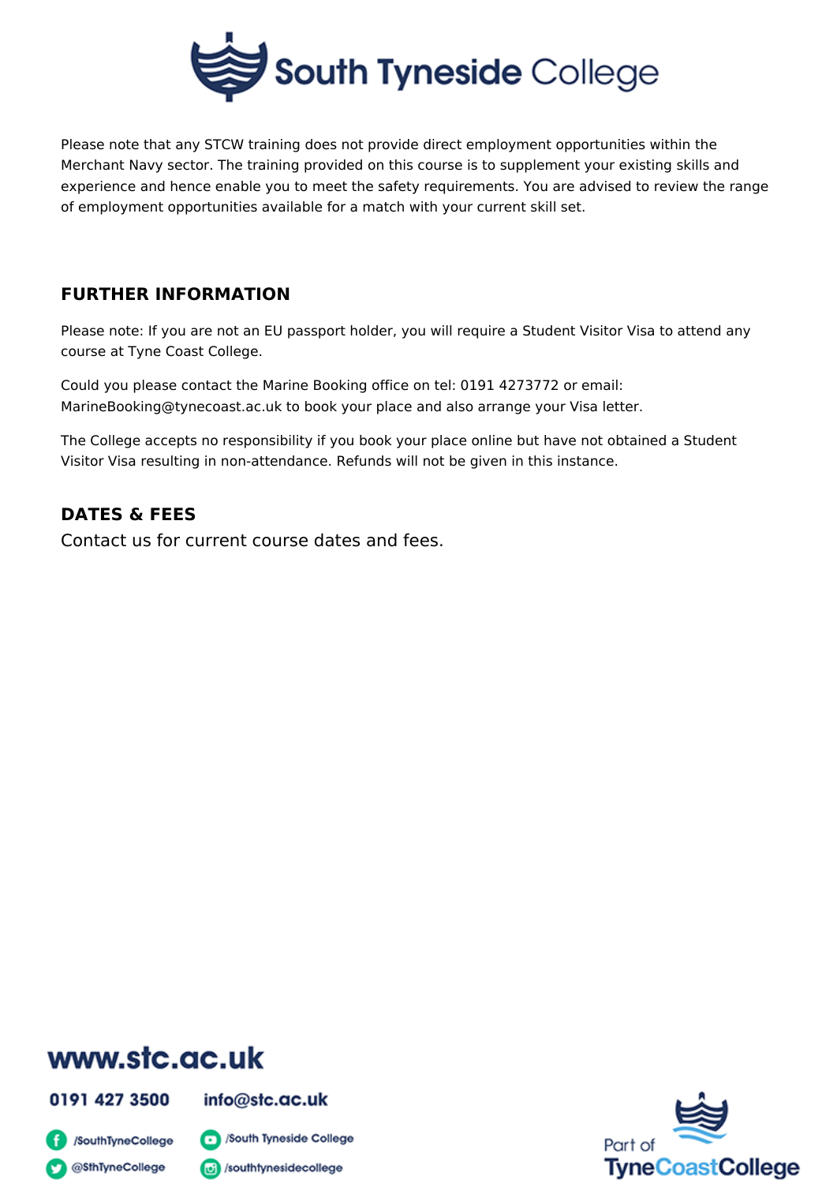Please note that any STCW training does not provide direct employment opportunities within the Merchant Navy sector. The training provided on this course is to supplement your existing skills and experience and hence enable you to meet the safety requirements. You are advised to review the range of employment opportunities available for a match with your current skill set.

## FURTHER INFORMATION

Please note: If you are not an EU passport holder, you will require a Student Visitor Visa to attend any course at Tyne Coast College.

Could you please contact the Marine Booking office on tel: 0191 4273772 or email: MarineBooking@tynecoast.ac.uk to book your place and also arrange your Visa letter.

The College accepts no responsibility if you book your place online but have not obtained a Student Visitor Visa resulting in non-attendance. Refunds will not be given in this instance.

## DATES & FEES

Contact us for current course dates and fees.

**www.stc.ac.uk**

0191 427 3500 info@stc.ac.uk

/SouthTyneCollege
/South Tyneside College
@SthTyneCollege
/southtynesidecollege

Part of TyneCoastCollege